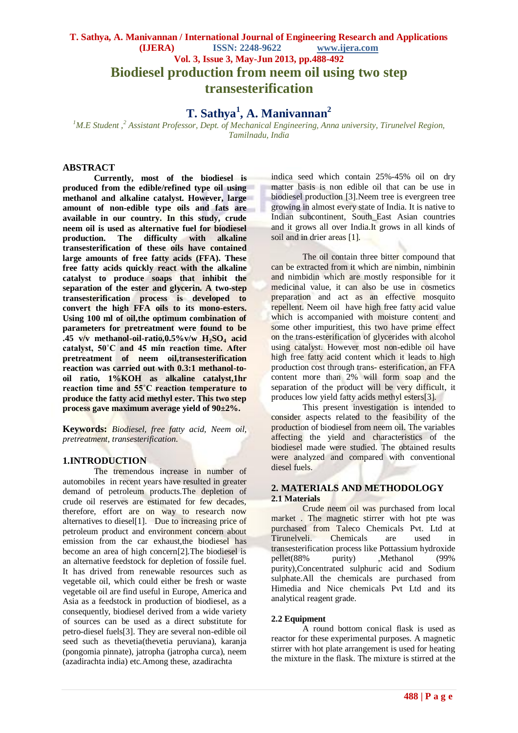# Biodiesel production from neem oil using two step transesterification

## T. Sathya[1], A. Manivannan[2]

*[1]M.E Student ,[2] Assistant Professor, Dept. of Mechanical Engineering, Anna university, Tirunelvel Region, Tamilnadu, India*

## ABSTRACT

**Currently, most of the biodiesel is produced from the edible/refined type oil using methanol and alkaline catalyst. However, large amount of non-edible type oils and fats are available in our country. In this study, crude neem oil is used as alternative fuel for biodiesel production. The difficulty with alkaline transesterification of these oils have contained large amounts of free fatty acids (FFA). These free fatty acids quickly react with the alkaline catalyst to produce soaps that inhibit the separation of the ester and glycerin. A two-step transesterification process is developed to convert the high FFA oils to its mono-esters. Using 100 ml of oil,the optimum combination of parameters for pretreatment were found to be .45 v/v methanol-oil-ratio,0.5%v/w $H_2SO_4$ acid catalyst, 50˚C and 45 min reaction time. After pretreatment of neem oil,transesterification reaction was carried out with 0.3:1 methanol-to-oil ratio, 1%KOH as alkaline catalyst,1hr reaction time and 55˚C reaction temperature to produce the fatty acid methyl ester. This two step process gave maximum average yield of 90±2%.**

**Keywords:** *Biodiesel, free fatty acid, Neem oil, pretreatment, transesterification.*

## 1.INTRODUCTION

The tremendous increase in number of automobiles in recent years have resulted in greater demand of petroleum products.The depletion of crude oil reserves are estimated for few decades, therefore, effort are way to research now alternatives to diesel[1]. Due to increasing price of petroleum product and environment concern about emission from the car exhaust,the biodiesel has become an area of high concern[2].The biodiesel is an alternative feedstock for depletion of fossile fuel. It has drived from renewable resources such as vegetable oil, which could either be fresh or waste vegetable oil are find useful in Europe, America and Asia as a feedstock in production of biodiesel, as a consequently, biodiesel derived from a wide variety of sources can be used as a direct substitute for petro-diesel fuels[3]. They are several non-edible oil seed such as thevetia(thevetia peruviana), karanja (pongomia pinnate), jatropha (jatropha curca), neem (azadirachta india) etc.Among these, azadirachta indica seed which contain 25%-45% oil on dry matter basis is non edible oil that can be use in biodiesel production [3].Neem tree is evergreen tree growing in almost every state of India. It is native to Indian subcontinent, South_East Asian countries and it grows all over India.It grows in all kinds of soil and in drier areas [1].

The oil contain three bitter compound that can be extracted from it which are nimbin, nimbinin and nimbidin which are mostly responsible for it medicinal value, it can also be use in cosmetics preparation and act as an effective mosquito repellent. Neem oil have high free fatty acid value which is accompanied with moisture content and some other impuritiest, this two have prime effect on the trans-esterification of glycerides with alcohol using catalyst. However most non-edible oil have high free fatty acid content which it leads to high production cost through trans- esterification, an FFA content more than 2% will form soap and the separation of the product will be very difficult, it produces low yield fatty acids methyl esters[3].

This present investigation is intended to consider aspects related to the feasibility of the production of biodiesel from neem oil. The variables affecting the yield and characteristics of the biodiesel made were studied. The obtained results were analyzed and compared with conventional diesel fuels.

## 2. MATERIALS AND METHODOLOGY

### 2.1 Materials

Crude neem oil was purchased from local market . The magnetic stirrer with hot pte was purchased from Taleco Chemicals Pvt. Ltd at Tirunelveli. Chemicals are used in transesterification process like Pottassium hydroxide pellet(88% purity) ,Methanol (99% purity),Concentrated sulphuric acid and Sodium sulphate.All the chemicals are purchased from Himedia and Nice chemicals Pvt Ltd and its analytical reagent grade.

### 2.2 Equipment

A round bottom conical flask is used as reactor for these experimental purposes. A magnetic stirrer with hot plate arrangement is used for heating the mixture in the flask. The mixture is stirred at the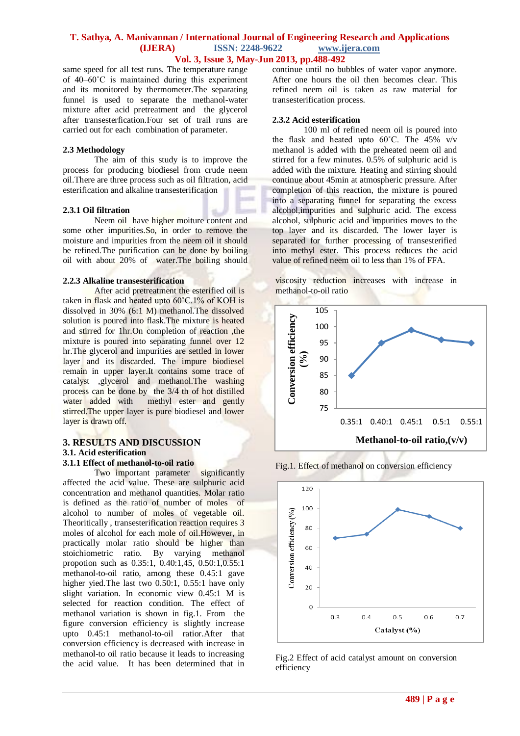same speed for all test runs. The temperature range of 40–60˚C is maintained during this experiment and its monitored by thermometer.The separating funnel is used to separate the methanol-water mixture after acid pretreatment and the glycerol after transesterfication.Four set of trail runs are carried out for each combination of parameter.

### 2.3 Methodology

The aim of this study is to improve the process for producing biodiesel from crude neem oil.There are three process such as oil filtration, acid esterification and alkaline transesterification

### 2.3.1 Oil filtration

Neem oil have higher moiture content and some other impurities.So, in order to remove the moisture and impurities from the neem oil it should be refined.The purification can be done by boiling oil with about 20% of water.The boiling should continue until no bubbles of water vapor anymore. After one hours the oil then becomes clear. This refined neem oil is taken as raw material for transesterification process.

### 2.3.2 Acid esterification

100 ml of refined neem oil is poured into the flask and heated upto 60˚C. The 45% v/v methanol is added with the preheated neem oil and stirred for a few minutes. 0.5% of sulphuric acid is added with the mixture. Heating and stirring should continue about 45min at atmospheric pressure. After completion of this reaction, the mixture is poured into a separating funnel for separating the excess alcohol,impurities and sulphuric acid. The excess alcohol, sulphuric acid and impurities moves to the top layer and its discarded. The lower layer is separated for further processing of transesterified into methyl ester. This process reduces the acid value of refined neem oil to less than 1% of FFA.

### 2.2.3 Alkaline transesterification

After acid pretreatment the esterified oil is taken in flask and heated upto 60˚C.1% of KOH is dissolved in 30% (6:1 M) methanol.The dissolved solution is poured into flask.The mixture is heated and stirred for 1hr.On completion of reaction ,the mixture is poured into separating funnel over 12 hr.The glycerol and impurities are settled in lower layer and its discarded. The impure biodiesel remain in upper layer.It contains some trace of catalyst ,glycerol and methanol.The washing process can be done by the 3/4 th of hot distilled water added with methyl ester and gently stirred.The upper layer is pure biodiesel and lower layer is drawn off.

## 3. RESULTS AND DISCUSSION

### 3.1. Acid esterification

### 3.1.1 Effect of methanol-to-oil ratio

Two important parameter significantly affected the acid value. These are sulphuric acid concentration and methanol quantities. Molar ratio is defined as the ratio of number of moles of alcohol to number of moles of vegetable oil. Theoritically , transesterification reaction requires 3 moles of alcohol for each mole of oil.However, in practically molar ratio should be higher than stoichiometric ratio. By varying methanol propotion such as 0.35:1, 0.40:1,45, 0.50:1,0.55:1 methanol-to-oil ratio, among these 0.45:1 gave higher yied.The last two 0.50:1, 0.55:1 have only slight variation. In economic view 0.45:1 M is selected for reaction condition. The effect of methanol variation is shown in fig.1. From the figure conversion efficiency is slightly increase upto 0.45:1 methanol-to-oil ratior.After that conversion efficiency is decreased with increase in methanol-to oil ratio because it leads to increasing the acid value. It has been determined that in viscosity reduction increases with increase in methanol-to-oil ratio

Fig.1. Effect of methanol on conversion efficiency

Fig.2 Effect of acid catalyst amount on conversion efficiency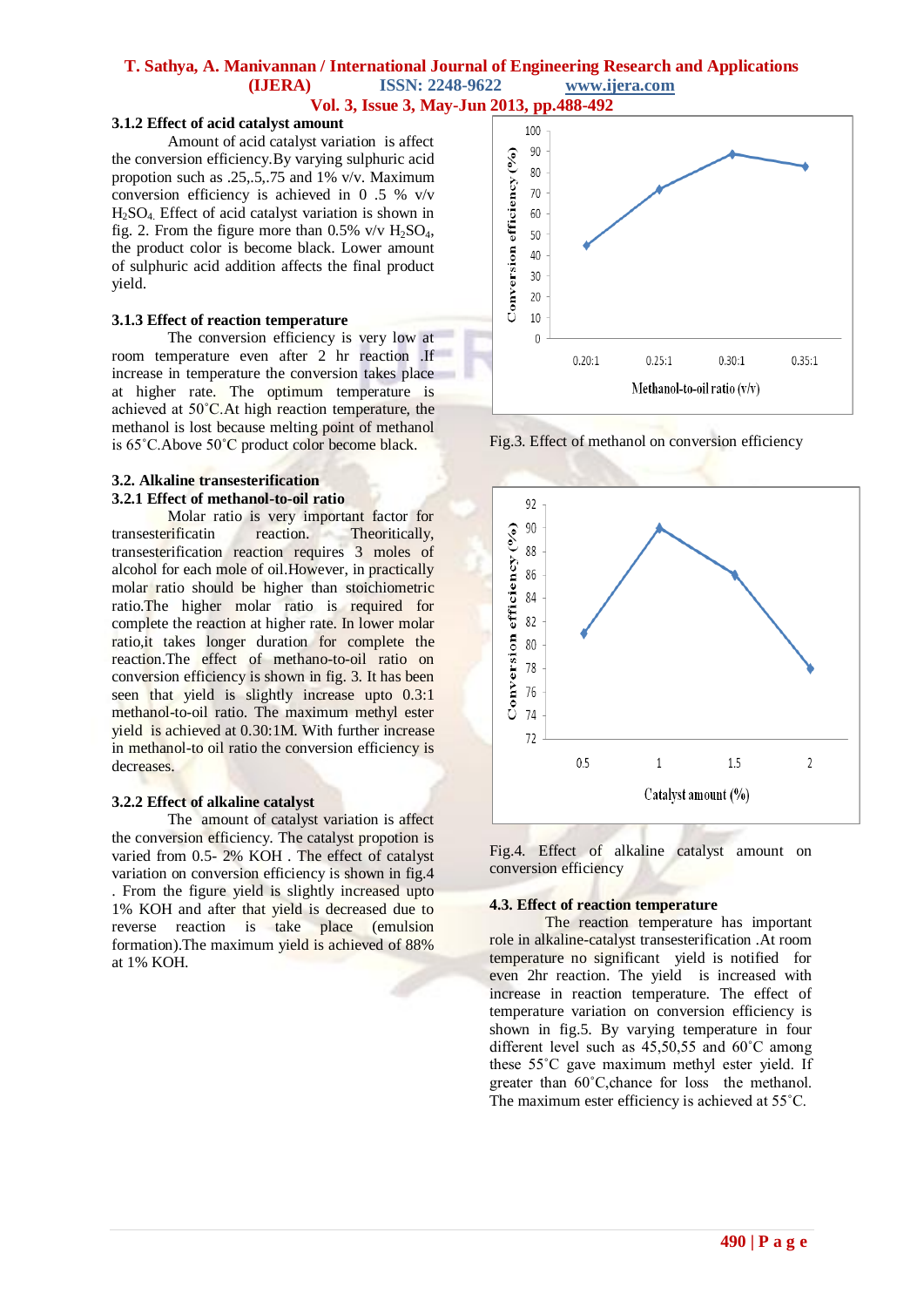### 3.1.2 Effect of acid catalyst amount

Amount of acid catalyst variation is affect the conversion efficiency.By varying sulphuric acid propotion such as .25,.5,.75 and 1% v/v. Maximum conversion efficiency is achieved in 0 .5 % v/v $H_2SO_4$. Effect of acid catalyst variation is shown in fig. 2. From the figure more than 0.5% v/v $H_2SO_4$, the product color is become black. Lower amount of sulphuric acid addition affects the final product yield.

### 3.1.3 Effect of reaction temperature

The conversion efficiency is very low at room temperature even after 2 hr reaction .If increase in temperature the conversion takes place at higher rate. The optimum temperature is achieved at 50˚C.At high reaction temperature, the methanol is lost because melting point of methanol is 65˚C.Above 50˚C product color become black.

## 3.2. Alkaline transesterification

### 3.2.1 Effect of methanol-to-oil ratio

Molar ratio is very important factor for transesterificatin reaction. Theoritically, transesterification reaction requires 3 moles of alcohol for each mole of oil.However, in practically molar ratio should be higher than stoichiometric ratio.The higher molar ratio is required for complete the reaction at higher rate. In lower molar ratio,it takes longer duration for complete the reaction.The effect of methano-to-oil ratio on conversion efficiency is shown in fig. 3. It has been seen that yield is slightly increase upto 0.3:1 methanol-to-oil ratio. The maximum methyl ester yield is achieved at 0.30:1M. With further increase in methanol-to oil ratio the conversion efficiency is decreases.

### 3.2.2 Effect of alkaline catalyst

The amount of catalyst variation is affect the conversion efficiency. The catalyst propotion is varied from 0.5- 2% KOH . The effect of catalyst variation on conversion efficiency is shown in fig.4 . From the figure yield is slightly increased upto 1% KOH and after that yield is decreased due to reverse reaction is take place (emulsion formation).The maximum yield is achieved of 88% at 1% KOH.

Fig.3. Effect of methanol on conversion efficiency

Fig.4. Effect of alkaline catalyst amount on conversion efficiency

### 4.3. Effect of reaction temperature

The reaction temperature has important role in alkaline-catalyst transesterification .At room temperature no significant yield is notified for even 2hr reaction. The yield is increased with increase in reaction temperature. The effect of temperature variation on conversion efficiency is shown in fig.5. By varying temperature in four different level such as 45,50,55 and 60˚C among these 55˚C gave maximum methyl ester yield. If greater than 60˚C,chance for loss the methanol. The maximum ester efficiency is achieved at 55˚C.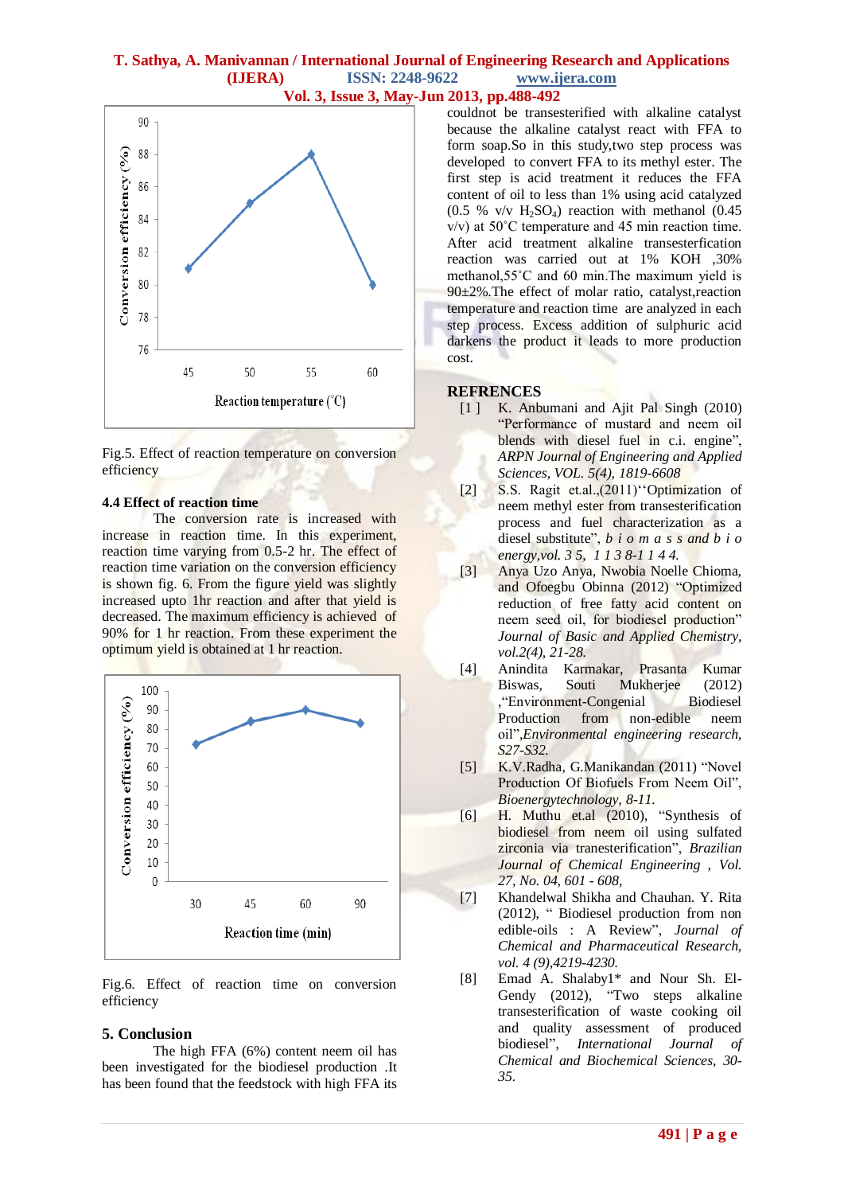Fig.5. Effect of reaction temperature on conversion efficiency

### 4.4 Effect of reaction time

The conversion rate is increased with increase in reaction time. In this experiment, reaction time varying from 0.5-2 hr. The effect of reaction time variation on the conversion efficiency is shown fig. 6. From the figure yield was slightly increased upto 1hr reaction and after that yield is decreased. The maximum efficiency is achieved of 90% for 1 hr reaction. From these experiment the optimum yield is obtained at 1 hr reaction.

Fig.6. Effect of reaction time on conversion efficiency

## 5. Conclusion

The high FFA (6%) content neem oil has been investigated for the biodiesel production .It has been found that the feedstock with high FFA its couldnot be transesterified with alkaline catalyst because the alkaline catalyst react with FFA to form soap.So in this study,two step process was developed to convert FFA to its methyl ester. The first step is acid treatment it reduces the FFA content of oil to less than 1% using acid catalyzed (0.5 % v/v $H_2SO_4$) reaction with methanol (0.45 v/v) at 50˚C temperature and 45 min reaction time. After acid treatment alkaline transesterfication reaction was carried out at 1% KOH ,30% methanol,55˚C and 60 min.The maximum yield is 90±2%.The effect of molar ratio, catalyst,reaction temperature and reaction time are analyzed in each step process. Excess addition of sulphuric acid darkens the product it leads to more production cost.

## REFRENCES

[1] K. Anbumani and Ajit Pal Singh (2010) "Performance of mustard and neem oil blends with diesel fuel in c.i. engine", *ARPN Journal of Engineering and Applied Sciences, VOL. 5(4), 1819-6608*

[2] S.S. Ragit et.al.,(2011)''Optimization of neem methyl ester from transesterification process and fuel characterization as a diesel substitute", *b i o m a s s and b i o energy,vol. 3 5, 1 1 3 8-1 1 4 4.*

[3] Anya Uzo Anya, Nwobia Noelle Chioma, and Ofoegbu Obinna (2012) "Optimized reduction of free fatty acid content on neem seed oil, for biodiesel production" *Journal of Basic and Applied Chemistry, vol.2(4), 21-28.*

[4] Anindita Karmakar, Prasanta Kumar Biswas, Souti Mukherjee (2012) ,"Environment-Congenial Biodiesel Production from non-edible neem oil",*Environmental engineering research, S27-S32.*

[5] K.V.Radha, G.Manikandan (2011) "Novel Production Of Biofuels From Neem Oil", *Bioenergytechnology, 8-11.*

[6] H. Muthu et.al (2010), "Synthesis of biodiesel from neem oil using sulfated zirconia via tranesterification", *Brazilian Journal of Chemical Engineering , Vol. 27, No. 04, 601 - 608,*

[7] Khandelwal Shikha and Chauhan. Y. Rita (2012), " Biodiesel production from non edible-oils : A Review", *Journal of Chemical and Pharmaceutical Research, vol. 4 (9),4219-4230.*

[8] Emad A. Shalaby1* and Nour Sh. El-Gendy (2012), "Two steps alkaline transesterification of waste cooking oil and quality assessment of produced biodiesel", *International Journal of Chemical and Biochemical Sciences, 30-35.*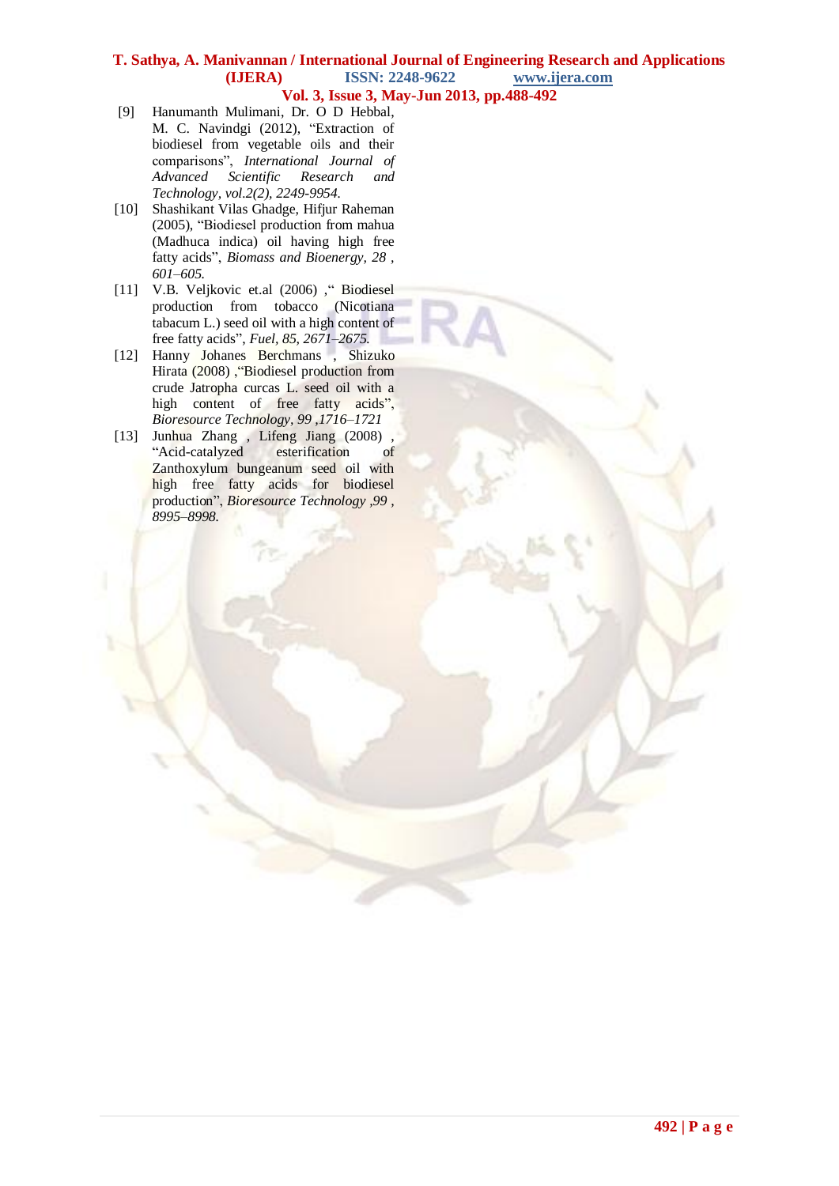[9] Hanumanth Mulimani, Dr. O D Hebbal, M. C. Navindgi (2012), "Extraction of biodiesel from vegetable oils and their comparisons", *International Journal of Advanced Scientific Research and Technology, vol.2(2), 2249-9954.*

[10] Shashikant Vilas Ghadge, Hifjur Raheman (2005), "Biodiesel production from mahua (Madhuca indica) oil having high free fatty acids", *Biomass and Bioenergy, 28 , 601–605.*

[11] V.B. Veljkovic et.al (2006) ," Biodiesel production from tobacco (Nicotiana tabacum L.) seed oil with a high content of free fatty acids", *Fuel, 85, 2671–2675.*

[12] Hanny Johanes Berchmans , Shizuko Hirata (2008) ,"Biodiesel production from crude Jatropha curcas L. seed oil with a high content of free fatty acids", *Bioresource Technology, 99 ,1716–1721*

[13] Junhua Zhang , Lifeng Jiang (2008) , "Acid-catalyzed esterification of Zanthoxylum bungeanum seed oil with high free fatty acids for biodiesel production", *Bioresource Technology ,99 , 8995–8998.*